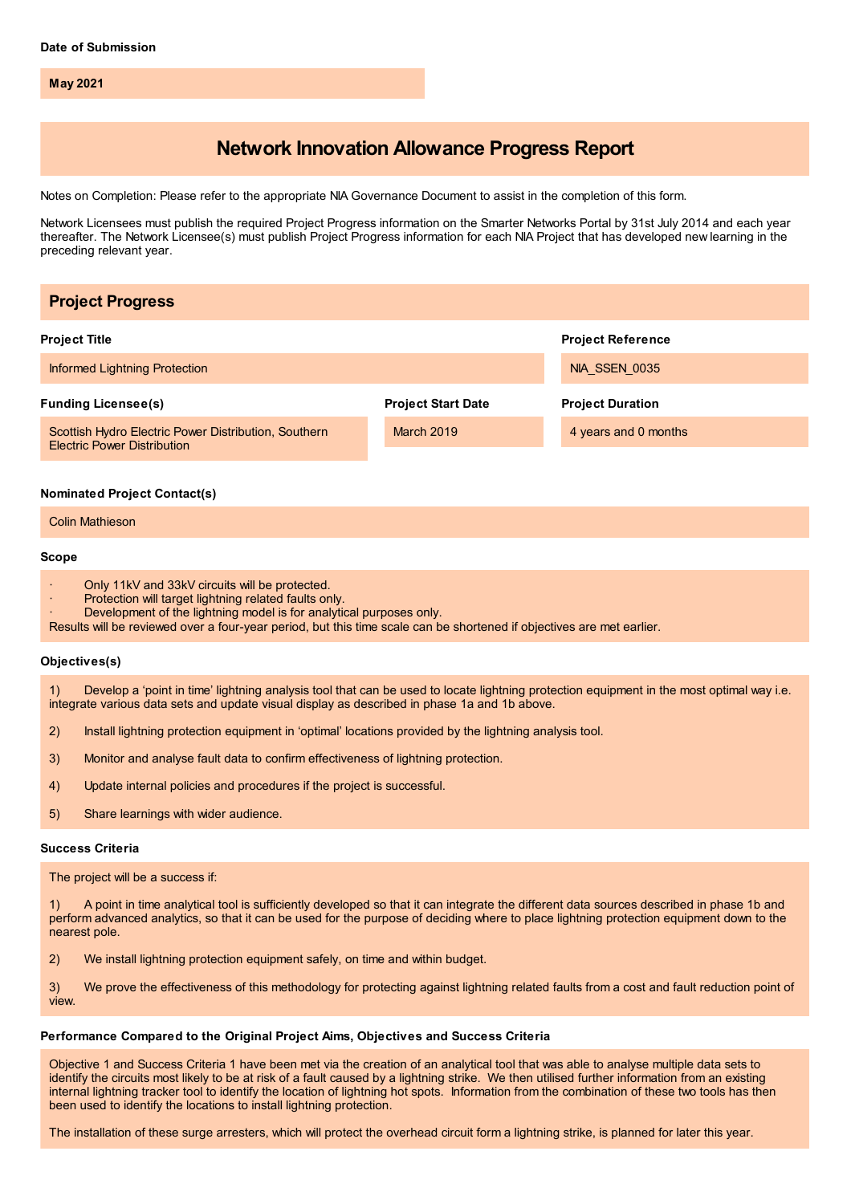**Date of Submission**

**May 2021**

# Network Innovation Allowance Progress Report

Notes on Completion: Please refer to the appropriate NIA Governance Document to assist in the completion of this form.

Network Licensees must publish the required Project Progress information on the Smarter Networks Portal by 31st July 2014 and each year thereafter. The Network Licensee(s) must publish Project Progress information for each NIA Project that has developed new learning in the preceding relevant year.

## Project Progress

**Project Title**

Informed Lightning Protection

**Project Reference**

NIA_SSEN_0035

**Funding Licensee(s)**

Scottish Hydro Electric Power Distribution, Southern Electric Power Distribution

**Project Start Date**

March 2019

**Project Duration**

4 years and 0 months

**Nominated Project Contact(s)**

Colin Mathieson

**Scope**

- Only 11kV and 33kV circuits will be protected.
- Protection will target lightning related faults only.
- Development of the lightning model is for analytical purposes only.

Results will be reviewed over a four-year period, but this time scale can be shortened if objectives are met earlier.

**Objectives(s)**

1) Develop a 'point in time' lightning analysis tool that can be used to locate lightning protection equipment in the most optimal way i.e. integrate various data sets and update visual display as described in phase 1a and 1b above.

2) Install lightning protection equipment in 'optimal' locations provided by the lightning analysis tool.

3) Monitor and analyse fault data to confirm effectiveness of lightning protection.

4) Update internal policies and procedures if the project is successful.

5) Share learnings with wider audience.

**Success Criteria**

The project will be a success if:

1) A point in time analytical tool is sufficiently developed so that it can integrate the different data sources described in phase 1b and perform advanced analytics, so that it can be used for the purpose of deciding where to place lightning protection equipment down to the nearest pole.

2) We install lightning protection equipment safely, on time and within budget.

3) We prove the effectiveness of this methodology for protecting against lightning related faults from a cost and fault reduction point of view.

**Performance Compared to the Original Project Aims, Objectives and Success Criteria**

Objective 1 and Success Criteria 1 have been met via the creation of an analytical tool that was able to analyse multiple data sets to identify the circuits most likely to be at risk of a fault caused by a lightning strike. We then utilised further information from an existing internal lightning tracker tool to identify the location of lightning hot spots. Information from the combination of these two tools has then been used to identify the locations to install lightning protection.

The installation of these surge arresters, which will protect the overhead circuit form a lightning strike, is planned for later this year.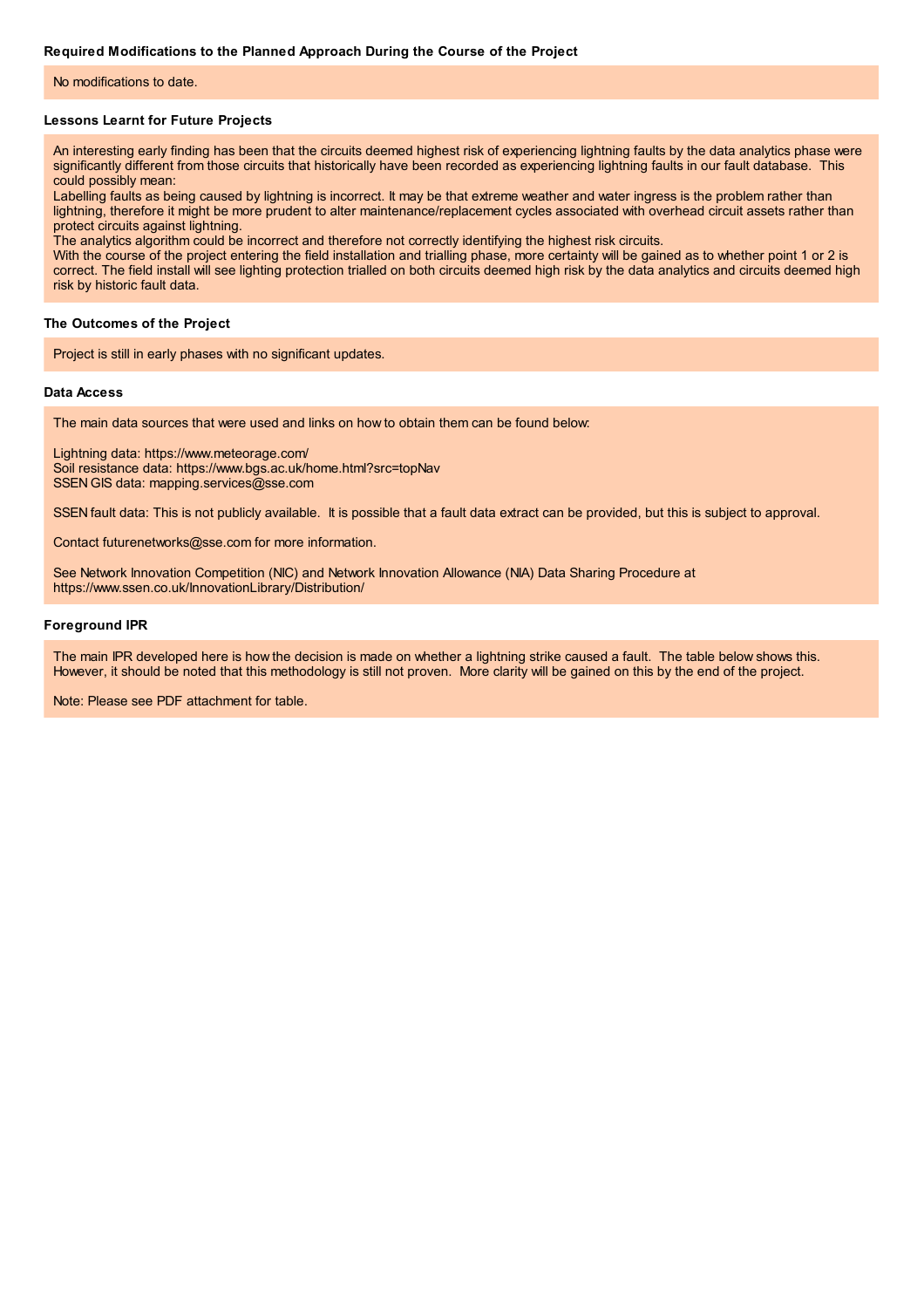### Required Modifications to the Planned Approach During the Course of the Project

No modifications to date.

### Lessons Learnt for Future Projects

An interesting early finding has been that the circuits deemed highest risk of experiencing lightning faults by the data analytics phase were significantly different from those circuits that historically have been recorded as experiencing lightning faults in our fault database. This could possibly mean:

Labelling faults as being caused by lightning is incorrect. It may be that extreme weather and water ingress is the problem rather than lightning, therefore it might be more prudent to alter maintenance/replacement cycles associated with overhead circuit assets rather than protect circuits against lightning.

The analytics algorithm could be incorrect and therefore not correctly identifying the highest risk circuits.

With the course of the project entering the field installation and trialling phase, more certainty will be gained as to whether point 1 or 2 is correct. The field install will see lighting protection trialled on both circuits deemed high risk by the data analytics and circuits deemed high risk by historic fault data.

### The Outcomes of the Project

Project is still in early phases with no significant updates.

### Data Access

The main data sources that were used and links on how to obtain them can be found below:

Lightning data: https://www.meteorage.com/
Soil resistance data: https://www.bgs.ac.uk/home.html?src=topNav
SSEN GIS data: mapping.services@sse.com

SSEN fault data: This is not publicly available. It is possible that a fault data extract can be provided, but this is subject to approval.

Contact futurenetworks@sse.com for more information.

See Network Innovation Competition (NIC) and Network Innovation Allowance (NIA) Data Sharing Procedure at https://www.ssen.co.uk/InnovationLibrary/Distribution/

### Foreground IPR

The main IPR developed here is how the decision is made on whether a lightning strike caused a fault. The table below shows this. However, it should be noted that this methodology is still not proven. More clarity will be gained on this by the end of the project.

Note: Please see PDF attachment for table.